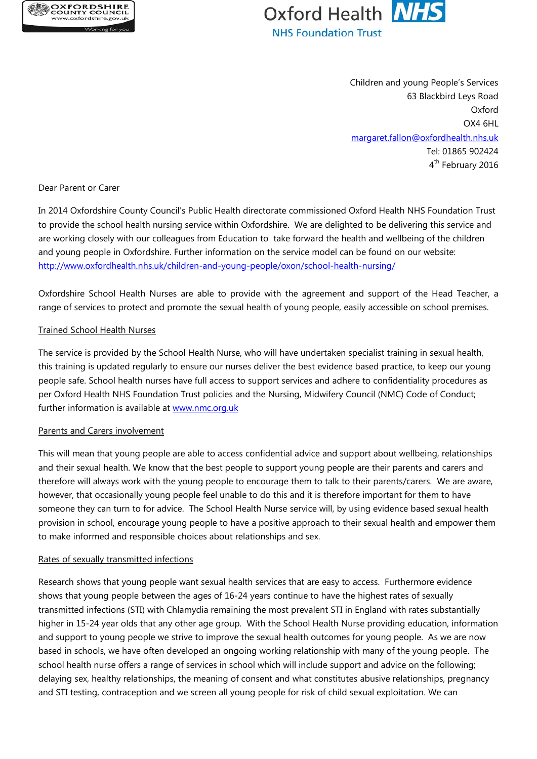Children and young People's Services
63 Blackbird Leys Road
Oxford
OX4 6HL
margaret.fallon@oxfordhealth.nhs.uk
Tel: 01865 902424
4th February 2016

Dear Parent or Carer

In 2014 Oxfordshire County Council's Public Health directorate commissioned Oxford Health NHS Foundation Trust to provide the school health nursing service within Oxfordshire. We are delighted to be delivering this service and are working closely with our colleagues from Education to take forward the health and wellbeing of the children and young people in Oxfordshire. Further information on the service model can be found on our website: http://www.oxfordhealth.nhs.uk/children-and-young-people/oxon/school-health-nursing/

Oxfordshire School Health Nurses are able to provide with the agreement and support of the Head Teacher, a range of services to protect and promote the sexual health of young people, easily accessible on school premises.

Trained School Health Nurses

The service is provided by the School Health Nurse, who will have undertaken specialist training in sexual health, this training is updated regularly to ensure our nurses deliver the best evidence based practice, to keep our young people safe. School health nurses have full access to support services and adhere to confidentiality procedures as per Oxford Health NHS Foundation Trust policies and the Nursing, Midwifery Council (NMC) Code of Conduct; further information is available at www.nmc.org.uk

Parents and Carers involvement

This will mean that young people are able to access confidential advice and support about wellbeing, relationships and their sexual health. We know that the best people to support young people are their parents and carers and therefore will always work with the young people to encourage them to talk to their parents/carers. We are aware, however, that occasionally young people feel unable to do this and it is therefore important for them to have someone they can turn to for advice. The School Health Nurse service will, by using evidence based sexual health provision in school, encourage young people to have a positive approach to their sexual health and empower them to make informed and responsible choices about relationships and sex.

Rates of sexually transmitted infections

Research shows that young people want sexual health services that are easy to access. Furthermore evidence shows that young people between the ages of 16-24 years continue to have the highest rates of sexually transmitted infections (STI) with Chlamydia remaining the most prevalent STI in England with rates substantially higher in 15-24 year olds that any other age group. With the School Health Nurse providing education, information and support to young people we strive to improve the sexual health outcomes for young people. As we are now based in schools, we have often developed an ongoing working relationship with many of the young people. The school health nurse offers a range of services in school which will include support and advice on the following; delaying sex, healthy relationships, the meaning of consent and what constitutes abusive relationships, pregnancy and STI testing, contraception and we screen all young people for risk of child sexual exploitation. We can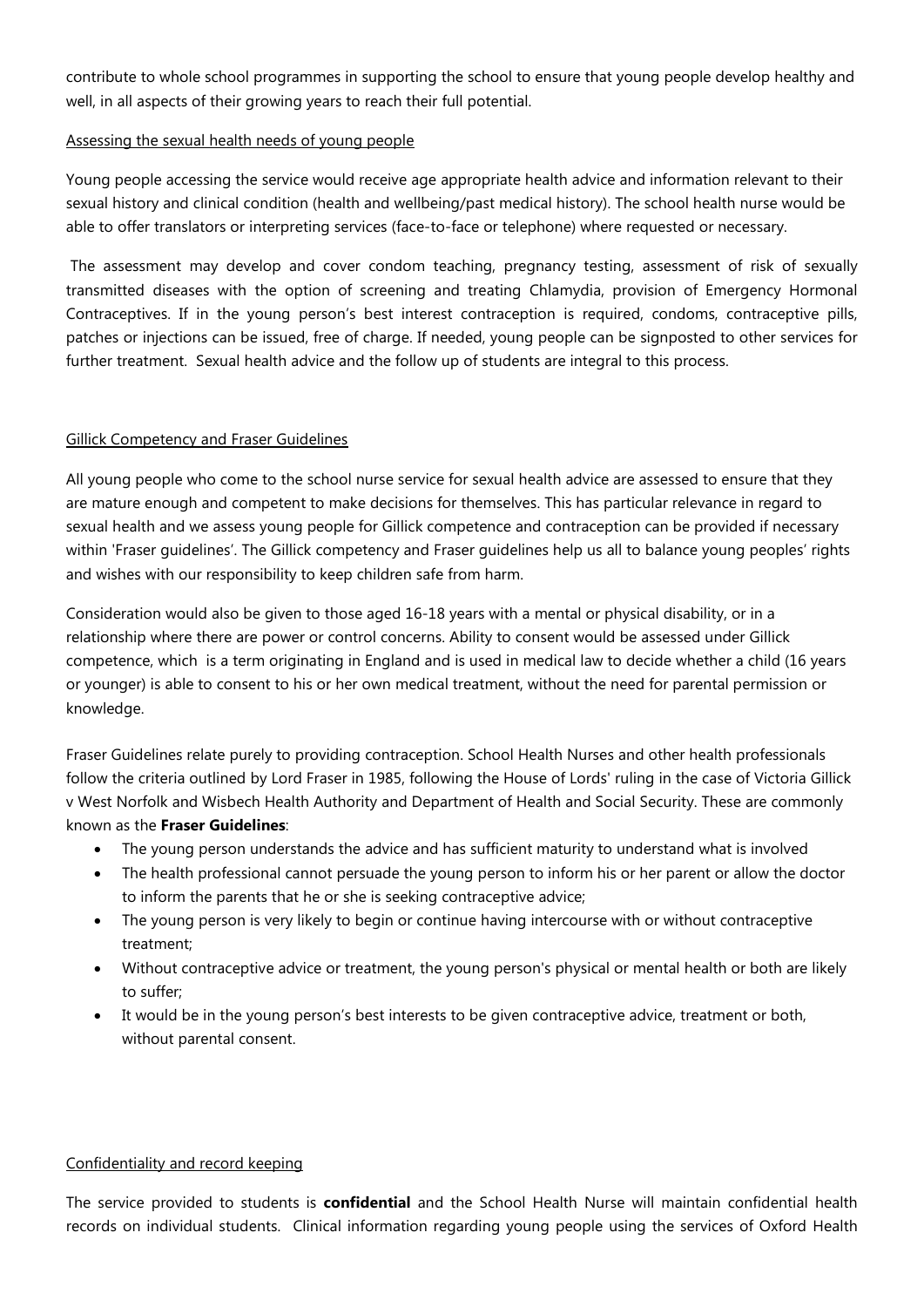contribute to whole school programmes in supporting the school to ensure that young people develop healthy and well, in all aspects of their growing years to reach their full potential.

<u>Assessing the sexual health needs of young people</u>

Young people accessing the service would receive age appropriate health advice and information relevant to their sexual history and clinical condition (health and wellbeing/past medical history). The school health nurse would be able to offer translators or interpreting services (face-to-face or telephone) where requested or necessary.

The assessment may develop and cover condom teaching, pregnancy testing, assessment of risk of sexually transmitted diseases with the option of screening and treating Chlamydia, provision of Emergency Hormonal Contraceptives. If in the young person's best interest contraception is required, condoms, contraceptive pills, patches or injections can be issued, free of charge. If needed, young people can be signposted to other services for further treatment. Sexual health advice and the follow up of students are integral to this process.

<u>Gillick Competency and Fraser Guidelines</u>

All young people who come to the school nurse service for sexual health advice are assessed to ensure that they are mature enough and competent to make decisions for themselves. This has particular relevance in regard to sexual health and we assess young people for Gillick competence and contraception can be provided if necessary within 'Fraser guidelines'. The Gillick competency and Fraser guidelines help us all to balance young peoples' rights and wishes with our responsibility to keep children safe from harm.

Consideration would also be given to those aged 16-18 years with a mental or physical disability, or in a relationship where there are power or control concerns. Ability to consent would be assessed under Gillick competence, which is a term originating in England and is used in medical law to decide whether a child (16 years or younger) is able to consent to his or her own medical treatment, without the need for parental permission or knowledge.

Fraser Guidelines relate purely to providing contraception. School Health Nurses and other health professionals follow the criteria outlined by Lord Fraser in 1985, following the House of Lords' ruling in the case of Victoria Gillick v West Norfolk and Wisbech Health Authority and Department of Health and Social Security. These are commonly known as the **Fraser Guidelines**:

- The young person understands the advice and has sufficient maturity to understand what is involved
- The health professional cannot persuade the young person to inform his or her parent or allow the doctor to inform the parents that he or she is seeking contraceptive advice;
- The young person is very likely to begin or continue having intercourse with or without contraceptive treatment;
- Without contraceptive advice or treatment, the young person's physical or mental health or both are likely to suffer;
- It would be in the young person's best interests to be given contraceptive advice, treatment or both, without parental consent.

<u>Confidentiality and record keeping</u>

The service provided to students is **confidential** and the School Health Nurse will maintain confidential health records on individual students. Clinical information regarding young people using the services of Oxford Health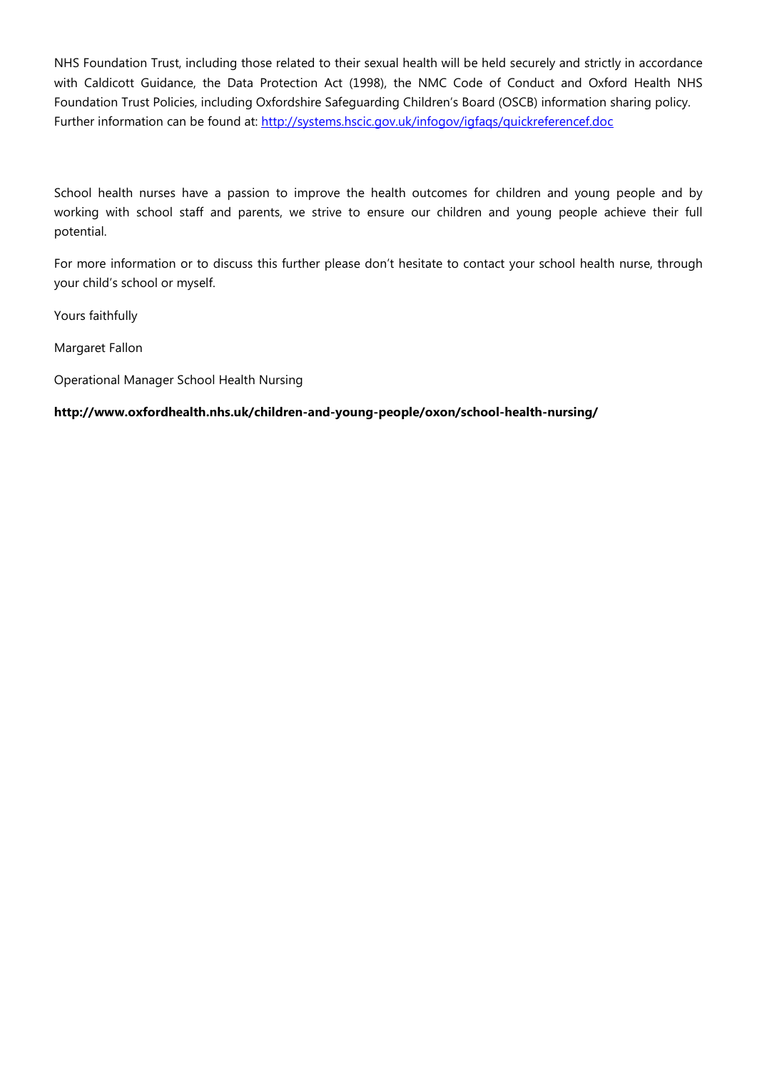NHS Foundation Trust, including those related to their sexual health will be held securely and strictly in accordance with Caldicott Guidance, the Data Protection Act (1998), the NMC Code of Conduct and Oxford Health NHS Foundation Trust Policies, including Oxfordshire Safeguarding Children's Board (OSCB) information sharing policy. Further information can be found at: [http://systems.hscic.gov.uk/infogov/igfaqs/quickreferencef.doc](http://systems.hscic.gov.uk/infogov/igfaqs/quickreferencef.doc)

School health nurses have a passion to improve the health outcomes for children and young people and by working with school staff and parents, we strive to ensure our children and young people achieve their full potential.

For more information or to discuss this further please don't hesitate to contact your school health nurse, through your child's school or myself.

Yours faithfully

Margaret Fallon

Operational Manager School Health Nursing

**http://www.oxfordhealth.nhs.uk/children-and-young-people/oxon/school-health-nursing/**